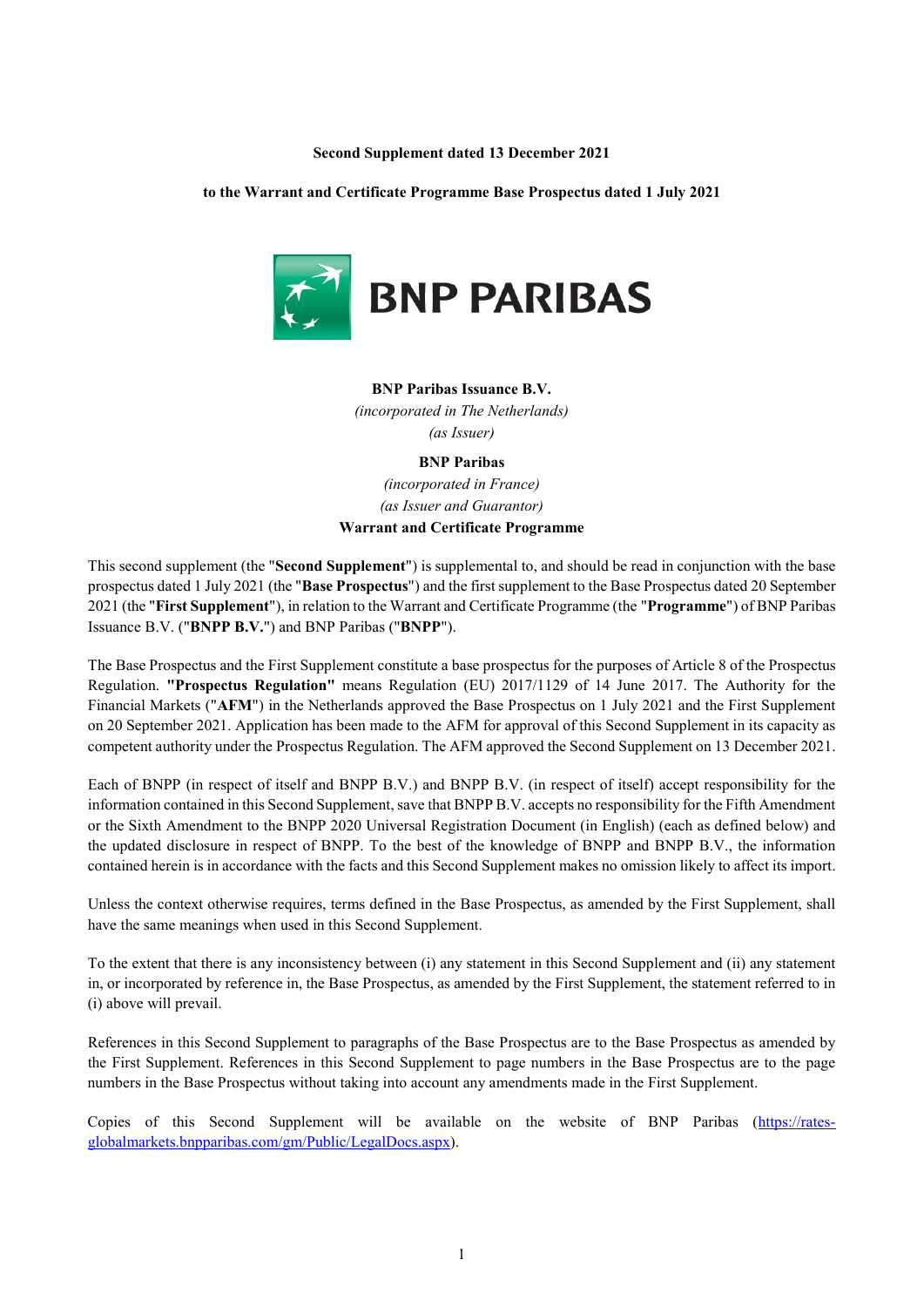**Second Supplement dated 13 December 2021**

**to the Warrant and Certificate Programme Base Prospectus dated 1 July 2021**

**BNP Paribas Issuance B.V.**

*(incorporated in The Netherlands)*

*(as Issuer)*

**BNP Paribas**

*(incorporated in France)*

*(as Issuer and Guarantor)*

**Warrant and Certificate Programme**

This second supplement (the "**Second Supplement**") is supplemental to, and should be read in conjunction with the base prospectus dated 1 July 2021 (the "**Base Prospectus**") and the first supplement to the Base Prospectus dated 20 September 2021 (the "**First Supplement**"), in relation to the Warrant and Certificate Programme (the "**Programme**") of BNP Paribas Issuance B.V. ("**BNPP B.V.**") and BNP Paribas ("**BNPP**").

The Base Prospectus and the First Supplement constitute a base prospectus for the purposes of Article 8 of the Prospectus Regulation. **"Prospectus Regulation"** means Regulation (EU) 2017/1129 of 14 June 2017. The Authority for the Financial Markets ("**AFM**") in the Netherlands approved the Base Prospectus on 1 July 2021 and the First Supplement on 20 September 2021. Application has been made to the AFM for approval of this Second Supplement in its capacity as competent authority under the Prospectus Regulation. The AFM approved the Second Supplement on 13 December 2021.

Each of BNPP (in respect of itself and BNPP B.V.) and BNPP B.V. (in respect of itself) accept responsibility for the information contained in this Second Supplement, save that BNPP B.V. accepts no responsibility for the Fifth Amendment or the Sixth Amendment to the BNPP 2020 Universal Registration Document (in English) (each as defined below) and the updated disclosure in respect of BNPP. To the best of the knowledge of BNPP and BNPP B.V., the information contained herein is in accordance with the facts and this Second Supplement makes no omission likely to affect its import.

Unless the context otherwise requires, terms defined in the Base Prospectus, as amended by the First Supplement, shall have the same meanings when used in this Second Supplement.

To the extent that there is any inconsistency between (i) any statement in this Second Supplement and (ii) any statement in, or incorporated by reference in, the Base Prospectus, as amended by the First Supplement, the statement referred to in (i) above will prevail.

References in this Second Supplement to paragraphs of the Base Prospectus are to the Base Prospectus as amended by the First Supplement. References in this Second Supplement to page numbers in the Base Prospectus are to the page numbers in the Base Prospectus without taking into account any amendments made in the First Supplement.

Copies of this Second Supplement will be available on the website of BNP Paribas (https://rates-globalmarkets.bnpparibas.com/gm/Public/LegalDocs.aspx).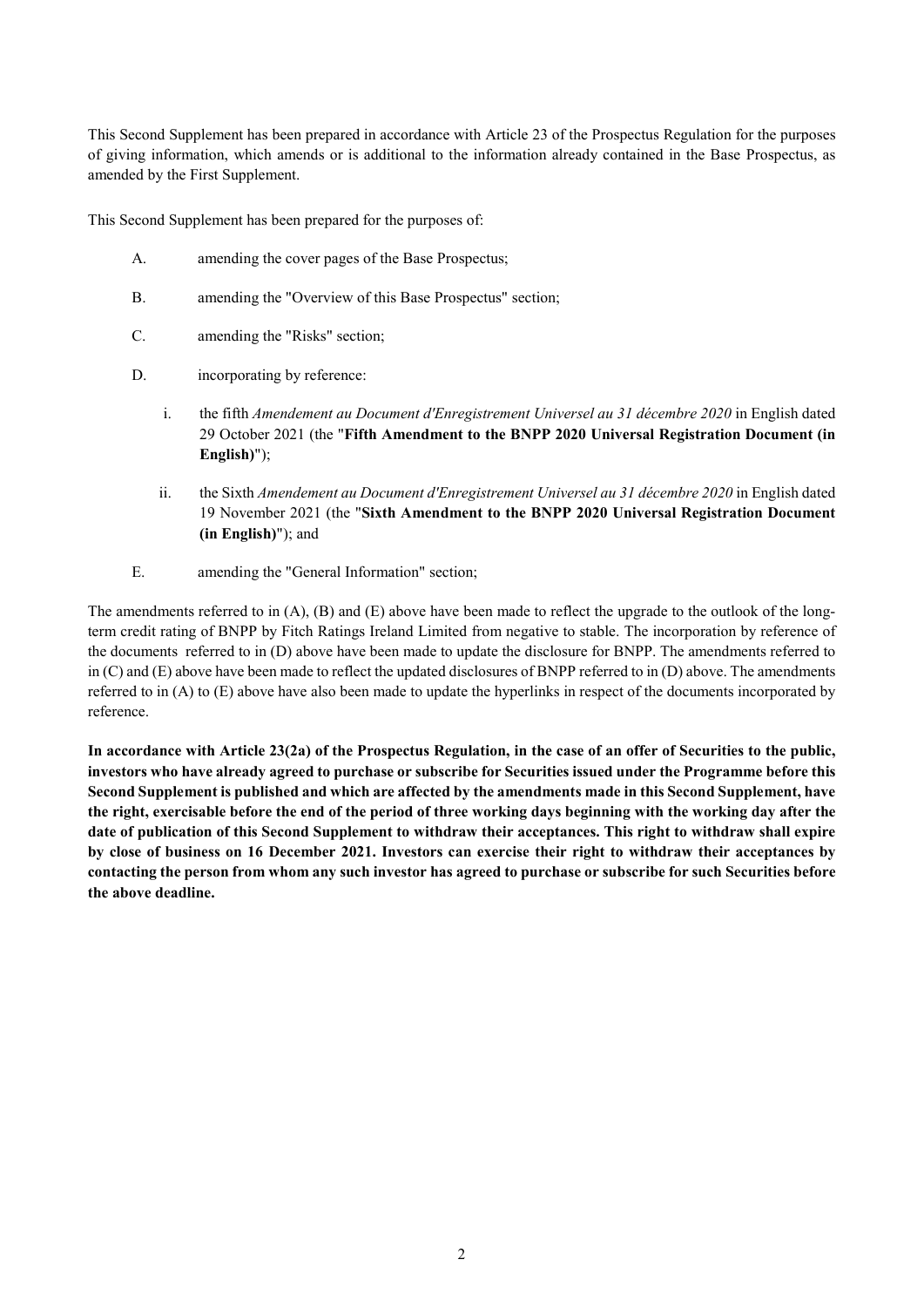This Second Supplement has been prepared in accordance with Article 23 of the Prospectus Regulation for the purposes of giving information, which amends or is additional to the information already contained in the Base Prospectus, as amended by the First Supplement.

This Second Supplement has been prepared for the purposes of:

A. amending the cover pages of the Base Prospectus;

B. amending the "Overview of this Base Prospectus" section;

C. amending the "Risks" section;

D. incorporating by reference:

   i. the fifth *Amendement au Document d'Enregistrement Universel au 31 décembre 2020* in English dated 29 October 2021 (the "**Fifth Amendment to the BNPP 2020 Universal Registration Document (in English)**");

   ii. the Sixth *Amendement au Document d'Enregistrement Universel au 31 décembre 2020* in English dated 19 November 2021 (the "**Sixth Amendment to the BNPP 2020 Universal Registration Document (in English)**"); and

E. amending the "General Information" section;

The amendments referred to in (A), (B) and (E) above have been made to reflect the upgrade to the outlook of the long-term credit rating of BNPP by Fitch Ratings Ireland Limited from negative to stable. The incorporation by reference of the documents referred to in (D) above have been made to update the disclosure for BNPP. The amendments referred to in (C) and (E) above have been made to reflect the updated disclosures of BNPP referred to in (D) above. The amendments referred to in (A) to (E) above have also been made to update the hyperlinks in respect of the documents incorporated by reference.

**In accordance with Article 23(2a) of the Prospectus Regulation, in the case of an offer of Securities to the public, investors who have already agreed to purchase or subscribe for Securities issued under the Programme before this Second Supplement is published and which are affected by the amendments made in this Second Supplement, have the right, exercisable before the end of the period of three working days beginning with the working day after the date of publication of this Second Supplement to withdraw their acceptances. This right to withdraw shall expire by close of business on 16 December 2021. Investors can exercise their right to withdraw their acceptances by contacting the person from whom any such investor has agreed to purchase or subscribe for such Securities before the above deadline.**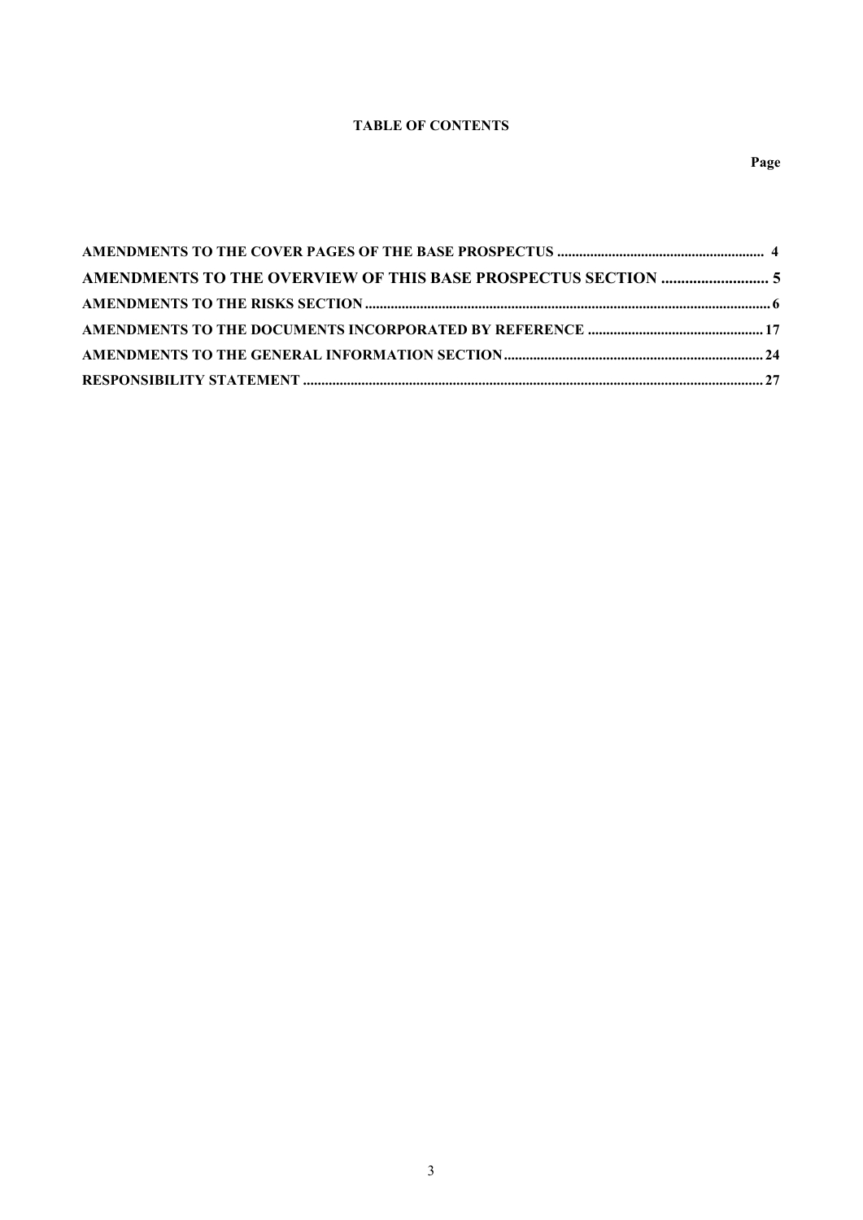**TABLE OF CONTENTS**

| | Page |
|---|---|
| **AMENDMENTS TO THE COVER PAGES OF THE BASE PROSPECTUS** | **4** |
| **AMENDMENTS TO THE OVERVIEW OF THIS BASE PROSPECTUS SECTION** | **5** |
| **AMENDMENTS TO THE RISKS SECTION** | **6** |
| **AMENDMENTS TO THE DOCUMENTS INCORPORATED BY REFERENCE** | **17** |
| **AMENDMENTS TO THE GENERAL INFORMATION SECTION** | **24** |
| **RESPONSIBILITY STATEMENT** | **27** |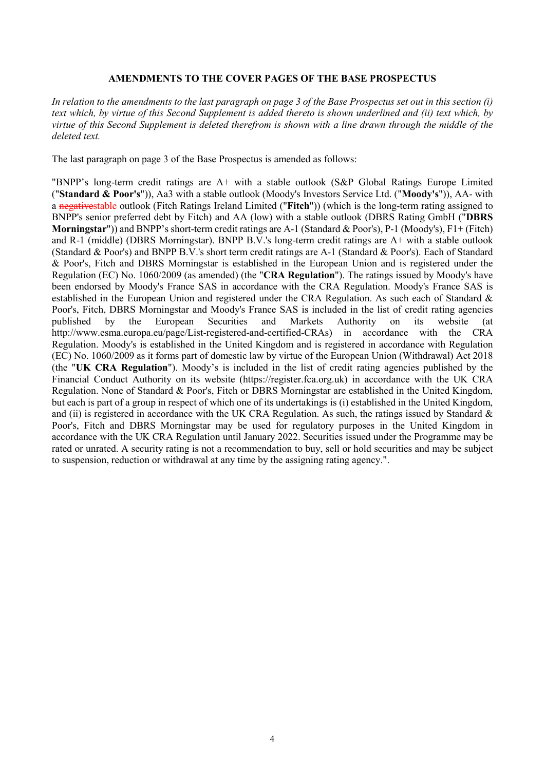## AMENDMENTS TO THE COVER PAGES OF THE BASE PROSPECTUS

*In relation to the amendments to the last paragraph on page 3 of the Base Prospectus set out in this section (i) text which, by virtue of this Second Supplement is added thereto is shown underlined and (ii) text which, by virtue of this Second Supplement is deleted therefrom is shown with a line drawn through the middle of the deleted text.*

The last paragraph on page 3 of the Base Prospectus is amended as follows:

"BNPP's long-term credit ratings are A+ with a stable outlook (S&P Global Ratings Europe Limited ("**Standard & Poor's**")), Aa3 with a stable outlook (Moody's Investors Service Ltd. ("**Moody's**")), AA- with a ~~negative~~stable outlook (Fitch Ratings Ireland Limited ("**Fitch**")) (which is the long-term rating assigned to BNPP's senior preferred debt by Fitch) and AA (low) with a stable outlook (DBRS Rating GmbH ("**DBRS Morningstar**")) and BNPP's short-term credit ratings are A-1 (Standard & Poor's), P-1 (Moody's), F1+ (Fitch) and R-1 (middle) (DBRS Morningstar). BNPP B.V.'s long-term credit ratings are A+ with a stable outlook (Standard & Poor's) and BNPP B.V.'s short term credit ratings are A-1 (Standard & Poor's). Each of Standard & Poor's, Fitch and DBRS Morningstar is established in the European Union and is registered under the Regulation (EC) No. 1060/2009 (as amended) (the "**CRA Regulation**"). The ratings issued by Moody's have been endorsed by Moody's France SAS in accordance with the CRA Regulation. Moody's France SAS is established in the European Union and registered under the CRA Regulation. As such each of Standard & Poor's, Fitch, DBRS Morningstar and Moody's France SAS is included in the list of credit rating agencies published by the European Securities and Markets Authority on its website (at http://www.esma.europa.eu/page/List-registered-and-certified-CRAs) in accordance with the CRA Regulation. Moody's is established in the United Kingdom and is registered in accordance with Regulation (EC) No. 1060/2009 as it forms part of domestic law by virtue of the European Union (Withdrawal) Act 2018 (the "**UK CRA Regulation**"). Moody's is included in the list of credit rating agencies published by the Financial Conduct Authority on its website (https://register.fca.org.uk) in accordance with the UK CRA Regulation. None of Standard & Poor's, Fitch or DBRS Morningstar are established in the United Kingdom, but each is part of a group in respect of which one of its undertakings is (i) established in the United Kingdom, and (ii) is registered in accordance with the UK CRA Regulation. As such, the ratings issued by Standard & Poor's, Fitch and DBRS Morningstar may be used for regulatory purposes in the United Kingdom in accordance with the UK CRA Regulation until January 2022. Securities issued under the Programme may be rated or unrated. A security rating is not a recommendation to buy, sell or hold securities and may be subject to suspension, reduction or withdrawal at any time by the assigning rating agency.".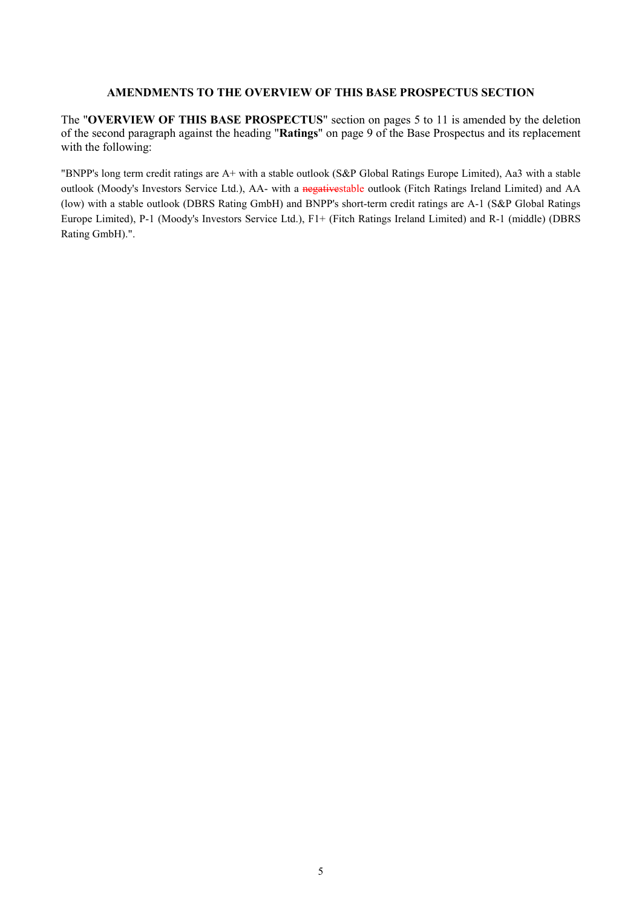## AMENDMENTS TO THE OVERVIEW OF THIS BASE PROSPECTUS SECTION

The "**OVERVIEW OF THIS BASE PROSPECTUS**" section on pages 5 to 11 is amended by the deletion of the second paragraph against the heading "**Ratings**" on page 9 of the Base Prospectus and its replacement with the following:

"BNPP's long term credit ratings are A+ with a stable outlook (S&P Global Ratings Europe Limited), Aa3 with a stable outlook (Moody's Investors Service Ltd.), AA- with a ~~negative~~stable outlook (Fitch Ratings Ireland Limited) and AA (low) with a stable outlook (DBRS Rating GmbH) and BNPP's short-term credit ratings are A-1 (S&P Global Ratings Europe Limited), P-1 (Moody's Investors Service Ltd.), F1+ (Fitch Ratings Ireland Limited) and R-1 (middle) (DBRS Rating GmbH).".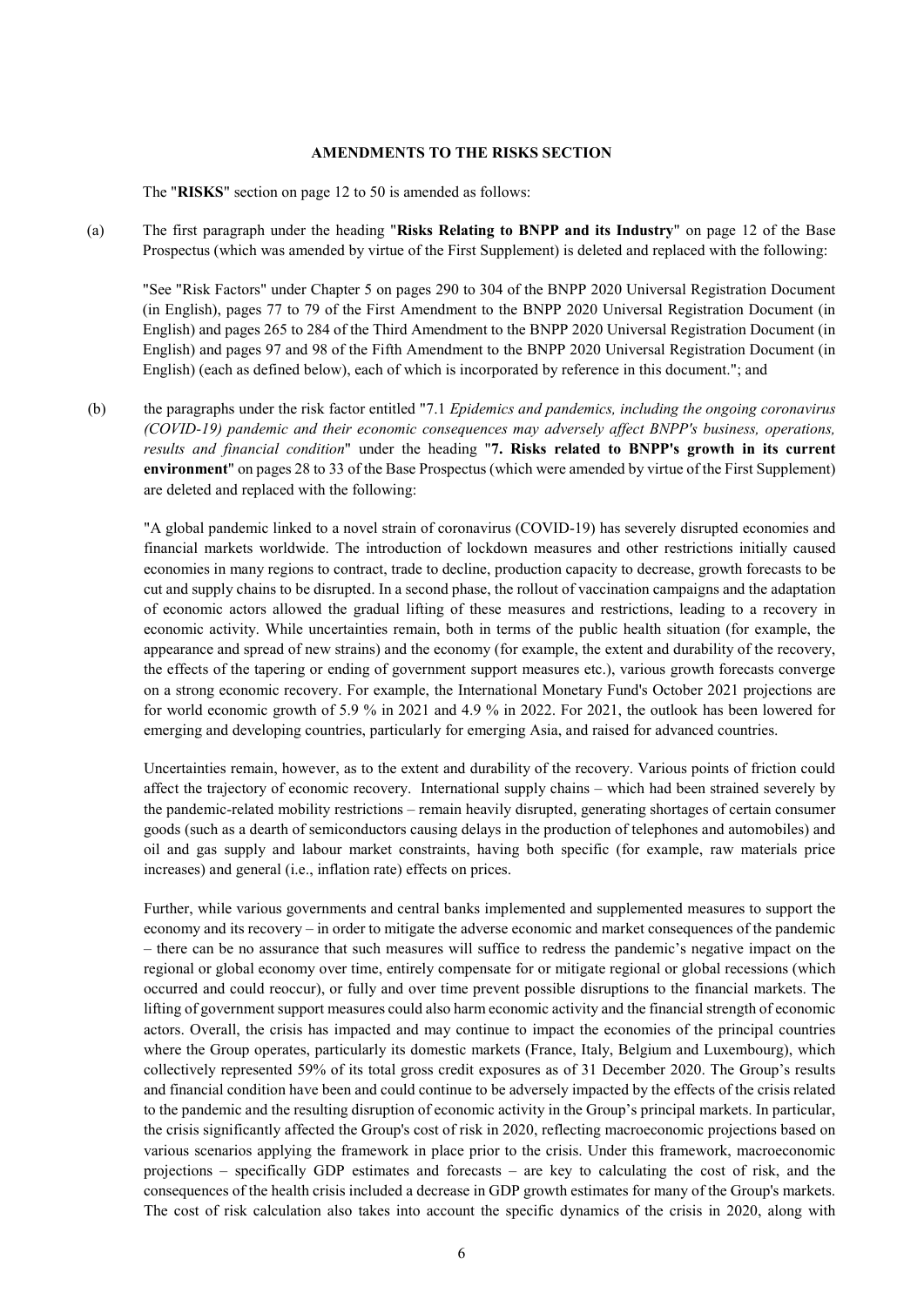**AMENDMENTS TO THE RISKS SECTION**

The "**RISKS**" section on page 12 to 50 is amended as follows:

(a) The first paragraph under the heading "**Risks Relating to BNPP and its Industry**" on page 12 of the Base Prospectus (which was amended by virtue of the First Supplement) is deleted and replaced with the following:

"See "Risk Factors" under Chapter 5 on pages 290 to 304 of the BNPP 2020 Universal Registration Document (in English), pages 77 to 79 of the First Amendment to the BNPP 2020 Universal Registration Document (in English) and pages 265 to 284 of the Third Amendment to the BNPP 2020 Universal Registration Document (in English) and pages 97 and 98 of the Fifth Amendment to the BNPP 2020 Universal Registration Document (in English) (each as defined below), each of which is incorporated by reference in this document."; and

(b) the paragraphs under the risk factor entitled "7.1 *Epidemics and pandemics, including the ongoing coronavirus (COVID-19) pandemic and their economic consequences may adversely affect BNPP's business, operations, results and financial condition*" under the heading "**7. Risks related to BNPP's growth in its current environment**" on pages 28 to 33 of the Base Prospectus (which were amended by virtue of the First Supplement) are deleted and replaced with the following:

"A global pandemic linked to a novel strain of coronavirus (COVID-19) has severely disrupted economies and financial markets worldwide. The introduction of lockdown measures and other restrictions initially caused economies in many regions to contract, trade to decline, production capacity to decrease, growth forecasts to be cut and supply chains to be disrupted. In a second phase, the rollout of vaccination campaigns and the adaptation of economic actors allowed the gradual lifting of these measures and restrictions, leading to a recovery in economic activity. While uncertainties remain, both in terms of the public health situation (for example, the appearance and spread of new strains) and the economy (for example, the extent and durability of the recovery, the effects of the tapering or ending of government support measures etc.), various growth forecasts converge on a strong economic recovery. For example, the International Monetary Fund's October 2021 projections are for world economic growth of 5.9 % in 2021 and 4.9 % in 2022. For 2021, the outlook has been lowered for emerging and developing countries, particularly for emerging Asia, and raised for advanced countries.

Uncertainties remain, however, as to the extent and durability of the recovery. Various points of friction could affect the trajectory of economic recovery. International supply chains – which had been strained severely by the pandemic-related mobility restrictions – remain heavily disrupted, generating shortages of certain consumer goods (such as a dearth of semiconductors causing delays in the production of telephones and automobiles) and oil and gas supply and labour market constraints, having both specific (for example, raw materials price increases) and general (i.e., inflation rate) effects on prices.

Further, while various governments and central banks implemented and supplemented measures to support the economy and its recovery – in order to mitigate the adverse economic and market consequences of the pandemic – there can be no assurance that such measures will suffice to redress the pandemic's negative impact on the regional or global economy over time, entirely compensate for or mitigate regional or global recessions (which occurred and could reoccur), or fully and over time prevent possible disruptions to the financial markets. The lifting of government support measures could also harm economic activity and the financial strength of economic actors. Overall, the crisis has impacted and may continue to impact the economies of the principal countries where the Group operates, particularly its domestic markets (France, Italy, Belgium and Luxembourg), which collectively represented 59% of its total gross credit exposures as of 31 December 2020. The Group's results and financial condition have been and could continue to be adversely impacted by the effects of the crisis related to the pandemic and the resulting disruption of economic activity in the Group's principal markets. In particular, the crisis significantly affected the Group's cost of risk in 2020, reflecting macroeconomic projections based on various scenarios applying the framework in place prior to the crisis. Under this framework, macroeconomic projections – specifically GDP estimates and forecasts – are key to calculating the cost of risk, and the consequences of the health crisis included a decrease in GDP growth estimates for many of the Group's markets. The cost of risk calculation also takes into account the specific dynamics of the crisis in 2020, along with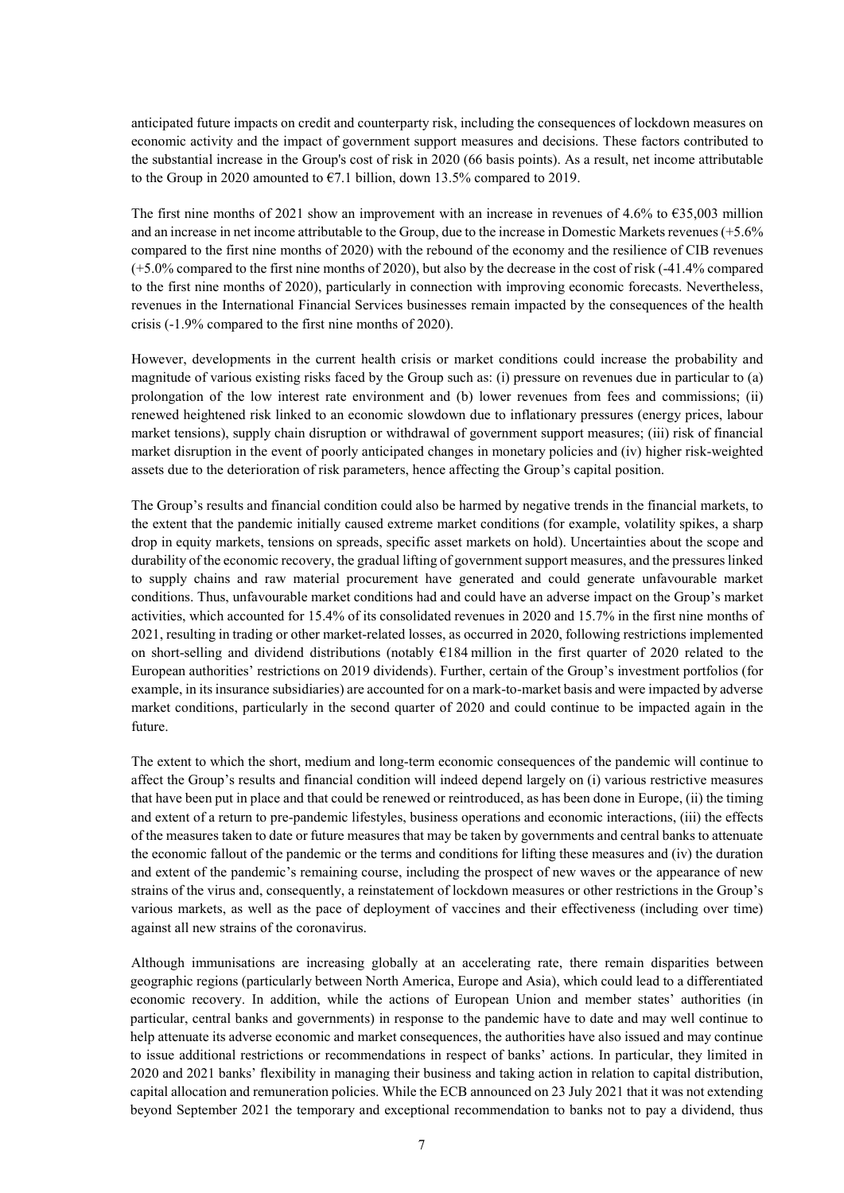anticipated future impacts on credit and counterparty risk, including the consequences of lockdown measures on economic activity and the impact of government support measures and decisions. These factors contributed to the substantial increase in the Group's cost of risk in 2020 (66 basis points). As a result, net income attributable to the Group in 2020 amounted to €7.1 billion, down 13.5% compared to 2019.

The first nine months of 2021 show an improvement with an increase in revenues of 4.6% to €35,003 million and an increase in net income attributable to the Group, due to the increase in Domestic Markets revenues (+5.6% compared to the first nine months of 2020) with the rebound of the economy and the resilience of CIB revenues (+5.0% compared to the first nine months of 2020), but also by the decrease in the cost of risk (-41.4% compared to the first nine months of 2020), particularly in connection with improving economic forecasts. Nevertheless, revenues in the International Financial Services businesses remain impacted by the consequences of the health crisis (-1.9% compared to the first nine months of 2020).

However, developments in the current health crisis or market conditions could increase the probability and magnitude of various existing risks faced by the Group such as: (i) pressure on revenues due in particular to (a) prolongation of the low interest rate environment and (b) lower revenues from fees and commissions; (ii) renewed heightened risk linked to an economic slowdown due to inflationary pressures (energy prices, labour market tensions), supply chain disruption or withdrawal of government support measures; (iii) risk of financial market disruption in the event of poorly anticipated changes in monetary policies and (iv) higher risk-weighted assets due to the deterioration of risk parameters, hence affecting the Group's capital position.

The Group's results and financial condition could also be harmed by negative trends in the financial markets, to the extent that the pandemic initially caused extreme market conditions (for example, volatility spikes, a sharp drop in equity markets, tensions on spreads, specific asset markets on hold). Uncertainties about the scope and durability of the economic recovery, the gradual lifting of government support measures, and the pressures linked to supply chains and raw material procurement have generated and could generate unfavourable market conditions. Thus, unfavourable market conditions had and could have an adverse impact on the Group's market activities, which accounted for 15.4% of its consolidated revenues in 2020 and 15.7% in the first nine months of 2021, resulting in trading or other market-related losses, as occurred in 2020, following restrictions implemented on short-selling and dividend distributions (notably €184 million in the first quarter of 2020 related to the European authorities' restrictions on 2019 dividends). Further, certain of the Group's investment portfolios (for example, in its insurance subsidiaries) are accounted for on a mark-to-market basis and were impacted by adverse market conditions, particularly in the second quarter of 2020 and could continue to be impacted again in the future.

The extent to which the short, medium and long-term economic consequences of the pandemic will continue to affect the Group's results and financial condition will indeed depend largely on (i) various restrictive measures that have been put in place and that could be renewed or reintroduced, as has been done in Europe, (ii) the timing and extent of a return to pre-pandemic lifestyles, business operations and economic interactions, (iii) the effects of the measures taken to date or future measures that may be taken by governments and central banks to attenuate the economic fallout of the pandemic or the terms and conditions for lifting these measures and (iv) the duration and extent of the pandemic's remaining course, including the prospect of new waves or the appearance of new strains of the virus and, consequently, a reinstatement of lockdown measures or other restrictions in the Group's various markets, as well as the pace of deployment of vaccines and their effectiveness (including over time) against all new strains of the coronavirus.

Although immunisations are increasing globally at an accelerating rate, there remain disparities between geographic regions (particularly between North America, Europe and Asia), which could lead to a differentiated economic recovery. In addition, while the actions of European Union and member states' authorities (in particular, central banks and governments) in response to the pandemic have to date and may well continue to help attenuate its adverse economic and market consequences, the authorities have also issued and may continue to issue additional restrictions or recommendations in respect of banks' actions. In particular, they limited in 2020 and 2021 banks' flexibility in managing their business and taking action in relation to capital distribution, capital allocation and remuneration policies. While the ECB announced on 23 July 2021 that it was not extending beyond September 2021 the temporary and exceptional recommendation to banks not to pay a dividend, thus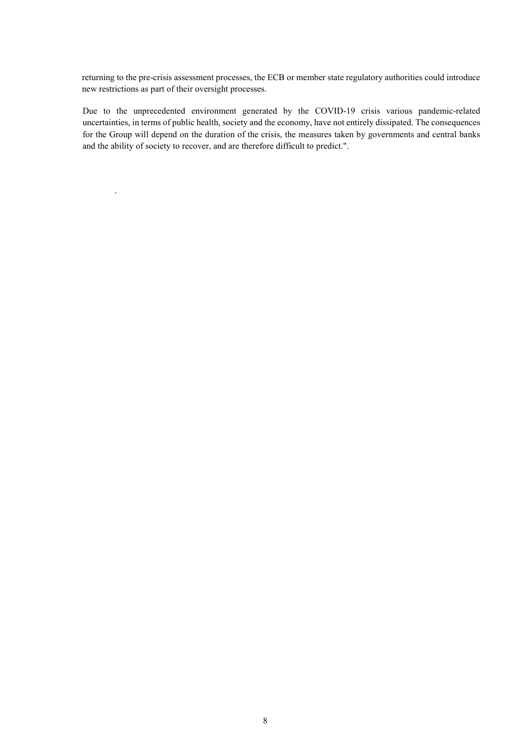returning to the pre-crisis assessment processes, the ECB or member state regulatory authorities could introduce new restrictions as part of their oversight processes.

Due to the unprecedented environment generated by the COVID-19 crisis various pandemic-related uncertainties, in terms of public health, society and the economy, have not entirely dissipated. The consequences for the Group will depend on the duration of the crisis, the measures taken by governments and central banks and the ability of society to recover, and are therefore difficult to predict.".

.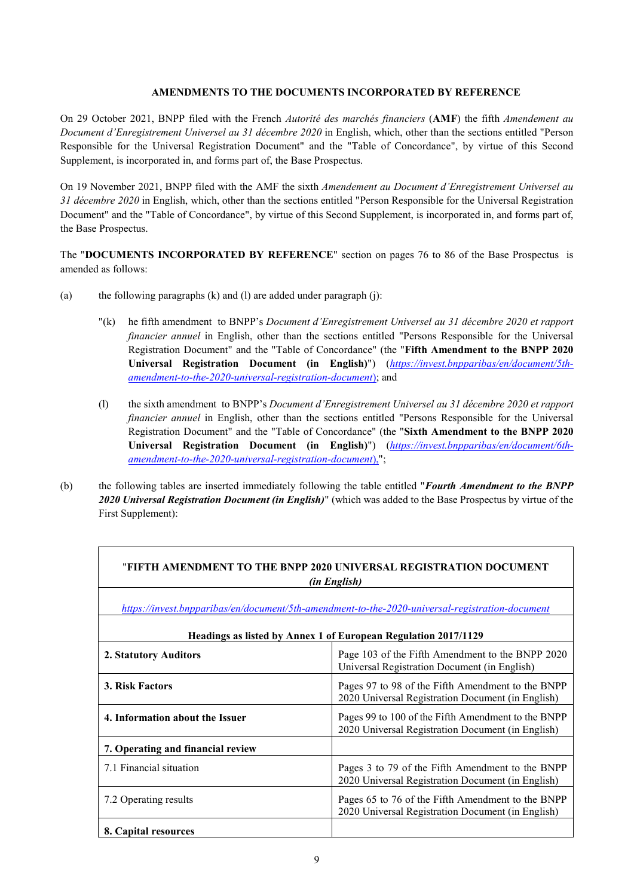**AMENDMENTS TO THE DOCUMENTS INCORPORATED BY REFERENCE**

On 29 October 2021, BNPP filed with the French *Autorité des marchés financiers* (**AMF**) the fifth *Amendement au Document d'Enregistrement Universel au 31 décembre 2020* in English, which, other than the sections entitled "Person Responsible for the Universal Registration Document" and the "Table of Concordance", by virtue of this Second Supplement, is incorporated in, and forms part of, the Base Prospectus.

On 19 November 2021, BNPP filed with the AMF the sixth *Amendement au Document d'Enregistrement Universel au 31 décembre 2020* in English, which, other than the sections entitled "Person Responsible for the Universal Registration Document" and the "Table of Concordance", by virtue of this Second Supplement, is incorporated in, and forms part of, the Base Prospectus.

The "**DOCUMENTS INCORPORATED BY REFERENCE**" section on pages 76 to 86 of the Base Prospectus is amended as follows:

(a) the following paragraphs (k) and (l) are added under paragraph (j):

"(k) he fifth amendment to BNPP's *Document d'Enregistrement Universel au 31 décembre 2020 et rapport financier annuel* in English, other than the sections entitled "Persons Responsible for the Universal Registration Document" and the "Table of Concordance" (the "**Fifth Amendment to the BNPP 2020 Universal Registration Document (in English)**") (*https://invest.bnpparibas/en/document/5th-amendment-to-the-2020-universal-registration-document*); and

(l) the sixth amendment to BNPP's *Document d'Enregistrement Universel au 31 décembre 2020 et rapport financier annuel* in English, other than the sections entitled "Persons Responsible for the Universal Registration Document" and the "Table of Concordance" (the "**Sixth Amendment to the BNPP 2020 Universal Registration Document (in English)**") (*https://invest.bnpparibas/en/document/6th-amendment-to-the-2020-universal-registration-document*),";

(b) the following tables are inserted immediately following the table entitled "***Fourth Amendment to the BNPP 2020 Universal Registration Document (in English)***" (which was added to the Base Prospectus by virtue of the First Supplement):

| "**FIFTH AMENDMENT TO THE BNPP 2020 UNIVERSAL REGISTRATION DOCUMENT** ***(in English)*** | |
|---|---|
| *https://invest.bnpparibas/en/document/5th-amendment-to-the-2020-universal-registration-document* | |
| **Headings as listed by Annex 1 of European Regulation 2017/1129** | |
| **2. Statutory Auditors** | Page 103 of the Fifth Amendment to the BNPP 2020 Universal Registration Document (in English) |
| **3. Risk Factors** | Pages 97 to 98 of the Fifth Amendment to the BNPP 2020 Universal Registration Document (in English) |
| **4. Information about the Issuer** | Pages 99 to 100 of the Fifth Amendment to the BNPP 2020 Universal Registration Document (in English) |
| **7. Operating and financial review** | |
| 7.1 Financial situation | Pages 3 to 79 of the Fifth Amendment to the BNPP 2020 Universal Registration Document (in English) |
| 7.2 Operating results | Pages 65 to 76 of the Fifth Amendment to the BNPP 2020 Universal Registration Document (in English) |
| **8. Capital resources** | |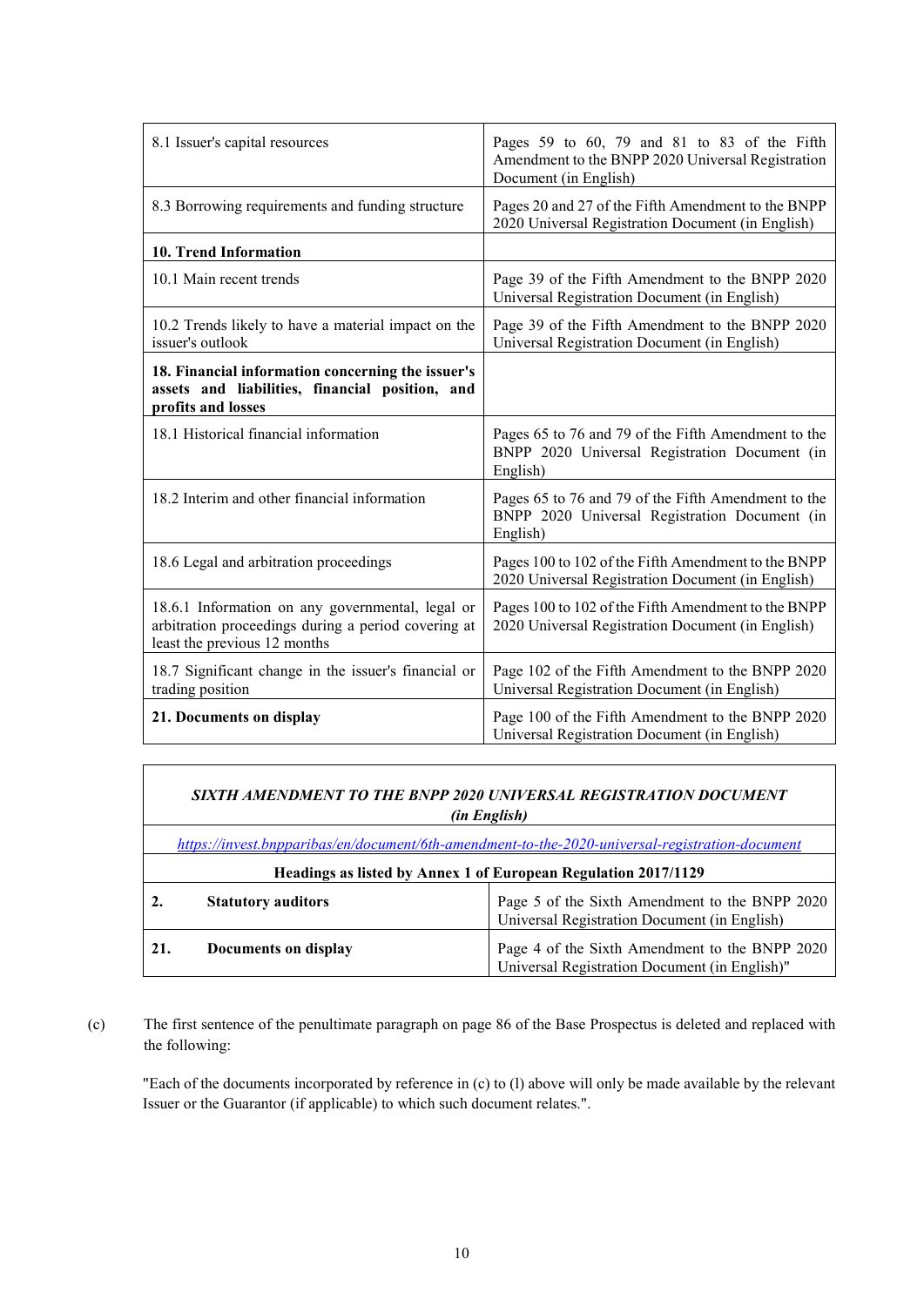| | |
|---|---|
| 8.1 Issuer's capital resources | Pages 59 to 60, 79 and 81 to 83 of the Fifth Amendment to the BNPP 2020 Universal Registration Document (in English) |
| 8.3 Borrowing requirements and funding structure | Pages 20 and 27 of the Fifth Amendment to the BNPP 2020 Universal Registration Document (in English) |
| **10. Trend Information** | |
| 10.1 Main recent trends | Page 39 of the Fifth Amendment to the BNPP 2020 Universal Registration Document (in English) |
| 10.2 Trends likely to have a material impact on the issuer's outlook | Page 39 of the Fifth Amendment to the BNPP 2020 Universal Registration Document (in English) |
| **18. Financial information concerning the issuer's assets and liabilities, financial position, and profits and losses** | |
| 18.1 Historical financial information | Pages 65 to 76 and 79 of the Fifth Amendment to the BNPP 2020 Universal Registration Document (in English) |
| 18.2 Interim and other financial information | Pages 65 to 76 and 79 of the Fifth Amendment to the BNPP 2020 Universal Registration Document (in English) |
| 18.6 Legal and arbitration proceedings | Pages 100 to 102 of the Fifth Amendment to the BNPP 2020 Universal Registration Document (in English) |
| 18.6.1 Information on any governmental, legal or arbitration proceedings during a period covering at least the previous 12 months | Pages 100 to 102 of the Fifth Amendment to the BNPP 2020 Universal Registration Document (in English) |
| 18.7 Significant change in the issuer's financial or trading position | Page 102 of the Fifth Amendment to the BNPP 2020 Universal Registration Document (in English) |
| **21. Documents on display** | Page 100 of the Fifth Amendment to the BNPP 2020 Universal Registration Document (in English) |

| ***SIXTH AMENDMENT TO THE BNPP 2020 UNIVERSAL REGISTRATION DOCUMENT (in English)*** | | |
|---|---|---|
| https://invest.bnpparibas/en/document/6th-amendment-to-the-2020-universal-registration-document | | |
| **Headings as listed by Annex 1 of European Regulation 2017/1129** | | |
| **2.** | **Statutory auditors** | Page 5 of the Sixth Amendment to the BNPP 2020 Universal Registration Document (in English) |
| **21.** | **Documents on display** | Page 4 of the Sixth Amendment to the BNPP 2020 Universal Registration Document (in English)" |

(c) The first sentence of the penultimate paragraph on page 86 of the Base Prospectus is deleted and replaced with the following:

"Each of the documents incorporated by reference in (c) to (l) above will only be made available by the relevant Issuer or the Guarantor (if applicable) to which such document relates.".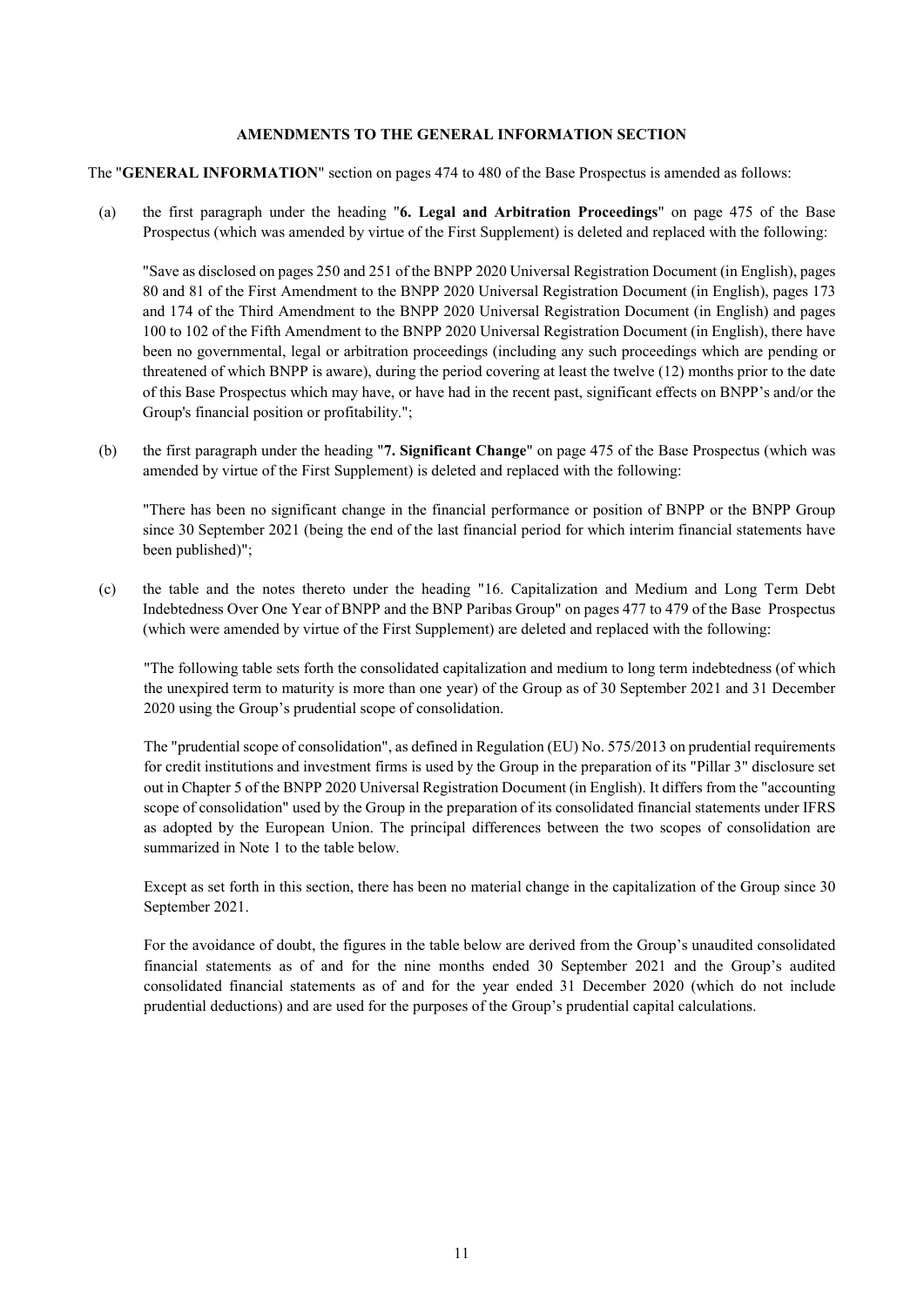## AMENDMENTS TO THE GENERAL INFORMATION SECTION

The "**GENERAL INFORMATION**" section on pages 474 to 480 of the Base Prospectus is amended as follows:

(a) the first paragraph under the heading "**6. Legal and Arbitration Proceedings**" on page 475 of the Base Prospectus (which was amended by virtue of the First Supplement) is deleted and replaced with the following:

"Save as disclosed on pages 250 and 251 of the BNPP 2020 Universal Registration Document (in English), pages 80 and 81 of the First Amendment to the BNPP 2020 Universal Registration Document (in English), pages 173 and 174 of the Third Amendment to the BNPP 2020 Universal Registration Document (in English) and pages 100 to 102 of the Fifth Amendment to the BNPP 2020 Universal Registration Document (in English), there have been no governmental, legal or arbitration proceedings (including any such proceedings which are pending or threatened of which BNPP is aware), during the period covering at least the twelve (12) months prior to the date of this Base Prospectus which may have, or have had in the recent past, significant effects on BNPP's and/or the Group's financial position or profitability.";

(b) the first paragraph under the heading "**7. Significant Change**" on page 475 of the Base Prospectus (which was amended by virtue of the First Supplement) is deleted and replaced with the following:

"There has been no significant change in the financial performance or position of BNPP or the BNPP Group since 30 September 2021 (being the end of the last financial period for which interim financial statements have been published)";

(c) the table and the notes thereto under the heading "16. Capitalization and Medium and Long Term Debt Indebtedness Over One Year of BNPP and the BNP Paribas Group" on pages 477 to 479 of the Base Prospectus (which were amended by virtue of the First Supplement) are deleted and replaced with the following:

"The following table sets forth the consolidated capitalization and medium to long term indebtedness (of which the unexpired term to maturity is more than one year) of the Group as of 30 September 2021 and 31 December 2020 using the Group's prudential scope of consolidation.

The "prudential scope of consolidation", as defined in Regulation (EU) No. 575/2013 on prudential requirements for credit institutions and investment firms is used by the Group in the preparation of its "Pillar 3" disclosure set out in Chapter 5 of the BNPP 2020 Universal Registration Document (in English). It differs from the "accounting scope of consolidation" used by the Group in the preparation of its consolidated financial statements under IFRS as adopted by the European Union. The principal differences between the two scopes of consolidation are summarized in Note 1 to the table below.

Except as set forth in this section, there has been no material change in the capitalization of the Group since 30 September 2021.

For the avoidance of doubt, the figures in the table below are derived from the Group's unaudited consolidated financial statements as of and for the nine months ended 30 September 2021 and the Group's audited consolidated financial statements as of and for the year ended 31 December 2020 (which do not include prudential deductions) and are used for the purposes of the Group's prudential capital calculations.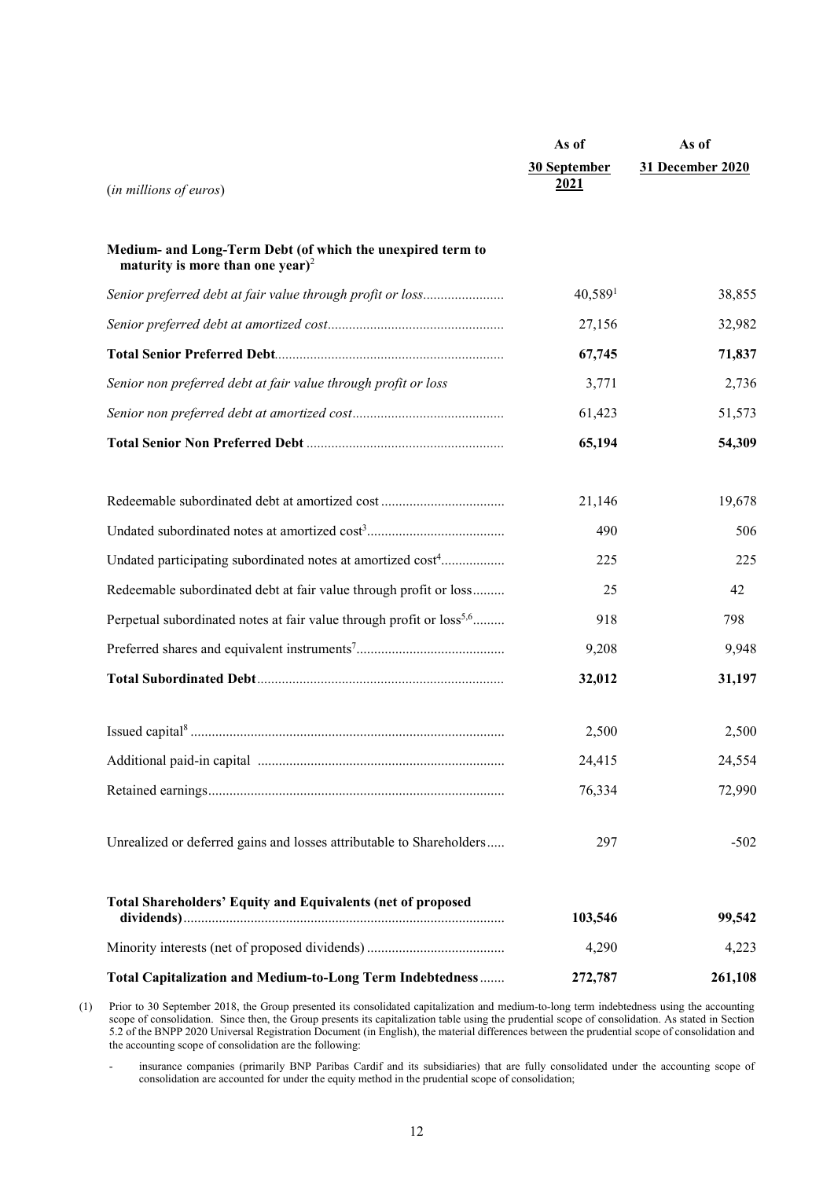| (*in millions of euros*) | As of 30 September 2021 | As of 31 December 2020 |
|---|---|---|
| **Medium- and Long-Term Debt (of which the unexpired term to maturity is more than one year)**[2] | | |
| *Senior preferred debt at fair value through profit or loss* | 40,589[1] | 38,855 |
| *Senior preferred debt at amortized cost* | 27,156 | 32,982 |
| **Total Senior Preferred Debt** | **67,745** | **71,837** |
| *Senior non preferred debt at fair value through profit or loss* | 3,771 | 2,736 |
| *Senior non preferred debt at amortized cost* | 61,423 | 51,573 |
| **Total Senior Non Preferred Debt** | **65,194** | **54,309** |
| Redeemable subordinated debt at amortized cost | 21,146 | 19,678 |
| Undated subordinated notes at amortized cost[3] | 490 | 506 |
| Undated participating subordinated notes at amortized cost[4] | 225 | 225 |
| Redeemable subordinated debt at fair value through profit or loss | 25 | 42 |
| Perpetual subordinated notes at fair value through profit or loss[5,6] | 918 | 798 |
| Preferred shares and equivalent instruments[7] | 9,208 | 9,948 |
| **Total Subordinated Debt** | **32,012** | **31,197** |
| Issued capital[8] | 2,500 | 2,500 |
| Additional paid-in capital | 24,415 | 24,554 |
| Retained earnings | 76,334 | 72,990 |
| Unrealized or deferred gains and losses attributable to Shareholders | 297 | -502 |
| **Total Shareholders' Equity and Equivalents (net of proposed dividends)** | **103,546** | **99,542** |
| Minority interests (net of proposed dividends) | 4,290 | 4,223 |
| **Total Capitalization and Medium-to-Long Term Indebtedness** | **272,787** | **261,108** |

(1) Prior to 30 September 2018, the Group presented its consolidated capitalization and medium-to-long term indebtedness using the accounting scope of consolidation. Since then, the Group presents its capitalization table using the prudential scope of consolidation. As stated in Section 5.2 of the BNPP 2020 Universal Registration Document (in English), the material differences between the prudential scope of consolidation and the accounting scope of consolidation are the following:

- insurance companies (primarily BNP Paribas Cardif and its subsidiaries) that are fully consolidated under the accounting scope of consolidation are accounted for under the equity method in the prudential scope of consolidation;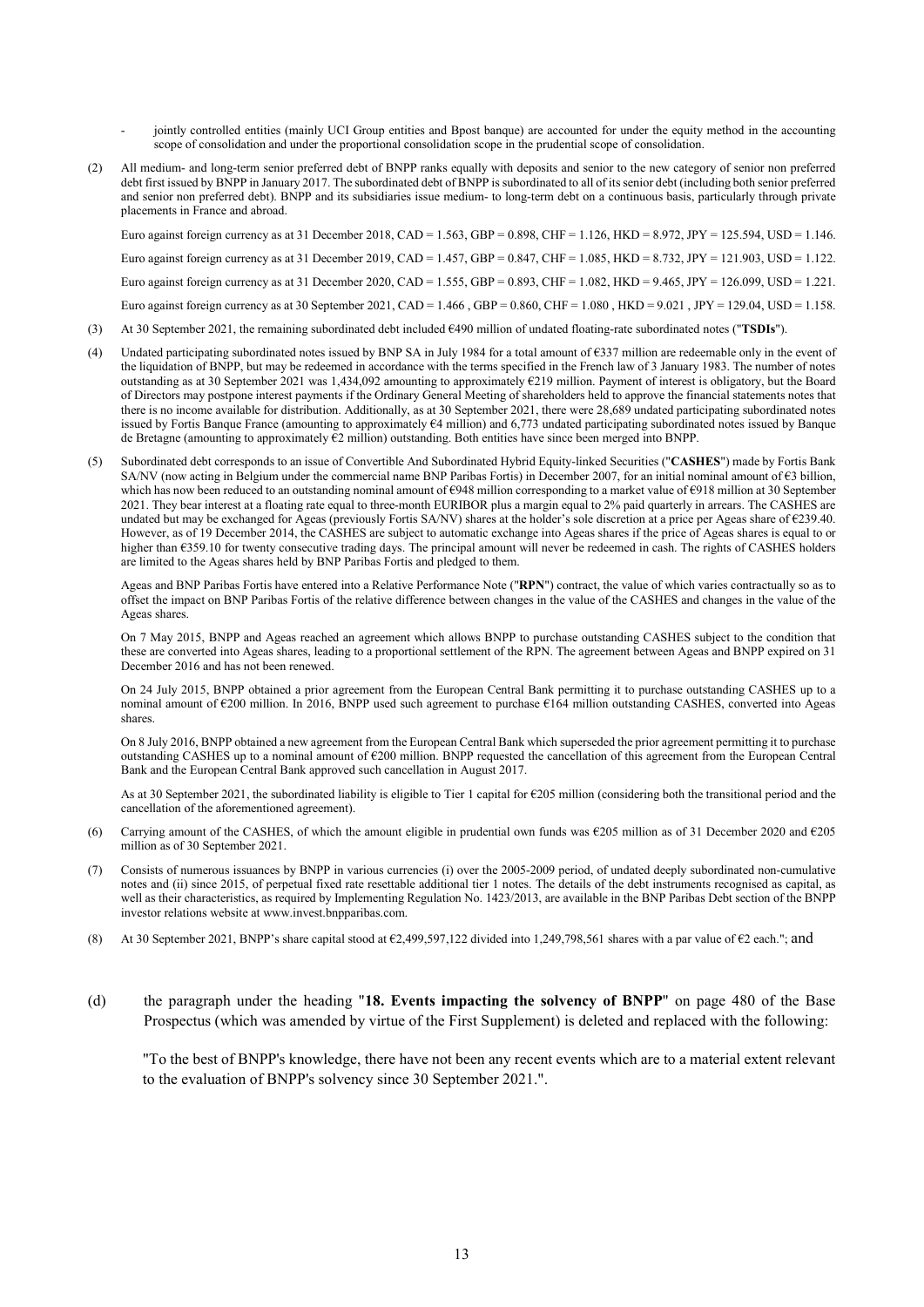- jointly controlled entities (mainly UCI Group entities and Bpost banque) are accounted for under the equity method in the accounting scope of consolidation and under the proportional consolidation scope in the prudential scope of consolidation.

(2) All medium- and long-term senior preferred debt of BNPP ranks equally with deposits and senior to the new category of senior non preferred debt first issued by BNPP in January 2017. The subordinated debt of BNPP is subordinated to all of its senior debt (including both senior preferred and senior non preferred debt). BNPP and its subsidiaries issue medium- to long-term debt on a continuous basis, particularly through private placements in France and abroad.

Euro against foreign currency as at 31 December 2018, CAD = 1.563, GBP = 0.898, CHF = 1.126, HKD = 8.972, JPY = 125.594, USD = 1.146.

Euro against foreign currency as at 31 December 2019, CAD = 1.457, GBP = 0.847, CHF = 1.085, HKD = 8.732, JPY = 121.903, USD = 1.122.

Euro against foreign currency as at 31 December 2020, CAD = 1.555, GBP = 0.893, CHF = 1.082, HKD = 9.465, JPY = 126.099, USD = 1.221.

Euro against foreign currency as at 30 September 2021, CAD = 1.466 , GBP = 0.860, CHF = 1.080 , HKD = 9.021 , JPY = 129.04, USD = 1.158.

(3) At 30 September 2021, the remaining subordinated debt included €490 million of undated floating-rate subordinated notes ("**TSDIs**").

(4) Undated participating subordinated notes issued by BNP SA in July 1984 for a total amount of €337 million are redeemable only in the event of the liquidation of BNPP, but may be redeemed in accordance with the terms specified in the French law of 3 January 1983. The number of notes outstanding as at 30 September 2021 was 1,434,092 amounting to approximately €219 million. Payment of interest is obligatory, but the Board of Directors may postpone interest payments if the Ordinary General Meeting of shareholders held to approve the financial statements notes that there is no income available for distribution. Additionally, as at 30 September 2021, there were 28,689 undated participating subordinated notes issued by Fortis Banque France (amounting to approximately €4 million) and 6,773 undated participating subordinated notes issued by Banque de Bretagne (amounting to approximately €2 million) outstanding. Both entities have since been merged into BNPP.

(5) Subordinated debt corresponds to an issue of Convertible And Subordinated Hybrid Equity-linked Securities ("**CASHES**") made by Fortis Bank SA/NV (now acting in Belgium under the commercial name BNP Paribas Fortis) in December 2007, for an initial nominal amount of €3 billion, which has now been reduced to an outstanding nominal amount of €948 million corresponding to a market value of €918 million at 30 September 2021. They bear interest at a floating rate equal to three-month EURIBOR plus a margin equal to 2% paid quarterly in arrears. The CASHES are undated but may be exchanged for Ageas (previously Fortis SA/NV) shares at the holder's sole discretion at a price per Ageas share of €239.40. However, as of 19 December 2014, the CASHES are subject to automatic exchange into Ageas shares if the price of Ageas shares is equal to or higher than €359.10 for twenty consecutive trading days. The principal amount will never be redeemed in cash. The rights of CASHES holders are limited to the Ageas shares held by BNP Paribas Fortis and pledged to them.

Ageas and BNP Paribas Fortis have entered into a Relative Performance Note ("**RPN**") contract, the value of which varies contractually so as to offset the impact on BNP Paribas Fortis of the relative difference between changes in the value of the CASHES and changes in the value of the Ageas shares.

On 7 May 2015, BNPP and Ageas reached an agreement which allows BNPP to purchase outstanding CASHES subject to the condition that these are converted into Ageas shares, leading to a proportional settlement of the RPN. The agreement between Ageas and BNPP expired on 31 December 2016 and has not been renewed.

On 24 July 2015, BNPP obtained a prior agreement from the European Central Bank permitting it to purchase outstanding CASHES up to a nominal amount of €200 million. In 2016, BNPP used such agreement to purchase €164 million outstanding CASHES, converted into Ageas shares.

On 8 July 2016, BNPP obtained a new agreement from the European Central Bank which superseded the prior agreement permitting it to purchase outstanding CASHES up to a nominal amount of €200 million. BNPP requested the cancellation of this agreement from the European Central Bank and the European Central Bank approved such cancellation in August 2017.

As at 30 September 2021, the subordinated liability is eligible to Tier 1 capital for €205 million (considering both the transitional period and the cancellation of the aforementioned agreement).

(6) Carrying amount of the CASHES, of which the amount eligible in prudential own funds was €205 million as of 31 December 2020 and €205 million as of 30 September 2021.

(7) Consists of numerous issuances by BNPP in various currencies (i) over the 2005-2009 period, of undated deeply subordinated non-cumulative notes and (ii) since 2015, of perpetual fixed rate resettable additional tier 1 notes. The details of the debt instruments recognised as capital, as well as their characteristics, as required by Implementing Regulation No. 1423/2013, are available in the BNP Paribas Debt section of the BNPP investor relations website at www.invest.bnpparibas.com.

(8) At 30 September 2021, BNPP's share capital stood at €2,499,597,122 divided into 1,249,798,561 shares with a par value of €2 each."; and

(d) the paragraph under the heading "**18. Events impacting the solvency of BNPP**" on page 480 of the Base Prospectus (which was amended by virtue of the First Supplement) is deleted and replaced with the following:

"To the best of BNPP's knowledge, there have not been any recent events which are to a material extent relevant to the evaluation of BNPP's solvency since 30 September 2021.".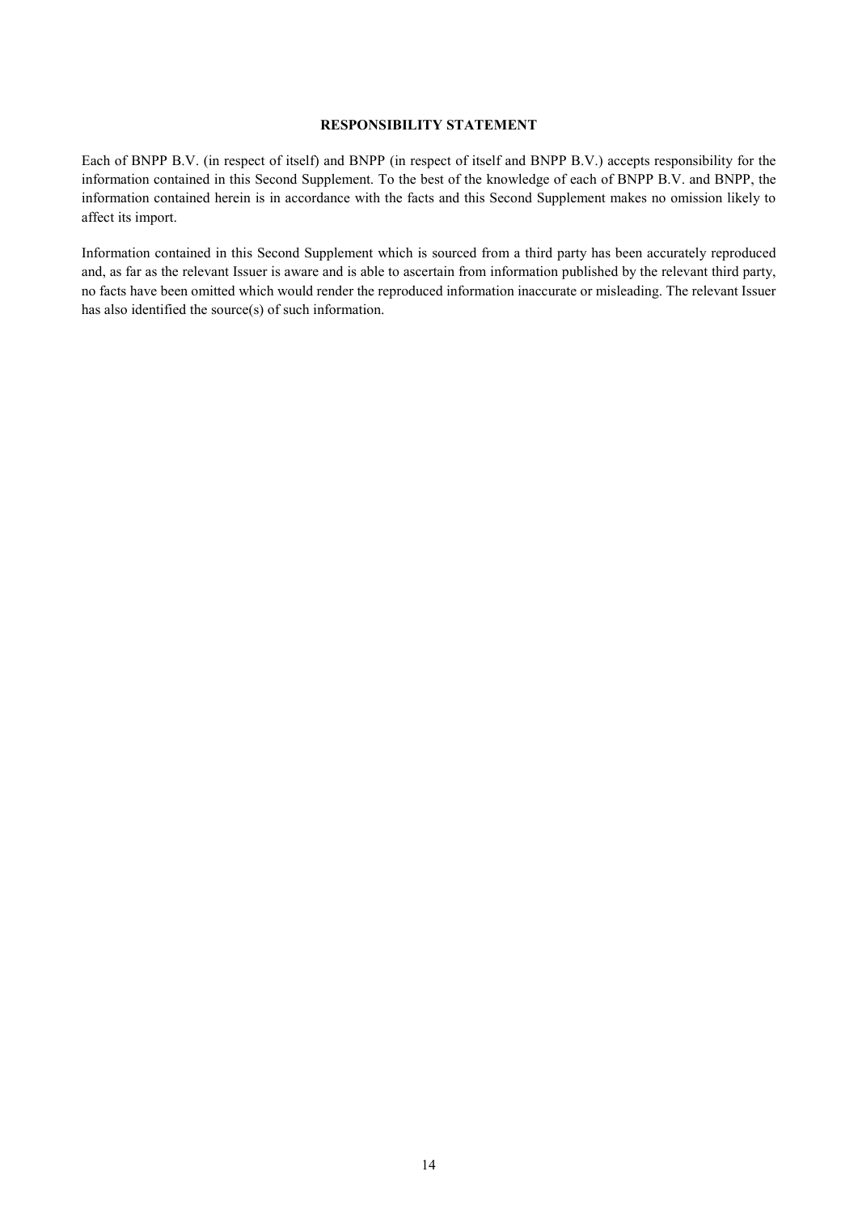**RESPONSIBILITY STATEMENT**

Each of BNPP B.V. (in respect of itself) and BNPP (in respect of itself and BNPP B.V.) accepts responsibility for the information contained in this Second Supplement. To the best of the knowledge of each of BNPP B.V. and BNPP, the information contained herein is in accordance with the facts and this Second Supplement makes no omission likely to affect its import.

Information contained in this Second Supplement which is sourced from a third party has been accurately reproduced and, as far as the relevant Issuer is aware and is able to ascertain from information published by the relevant third party, no facts have been omitted which would render the reproduced information inaccurate or misleading. The relevant Issuer has also identified the source(s) of such information.